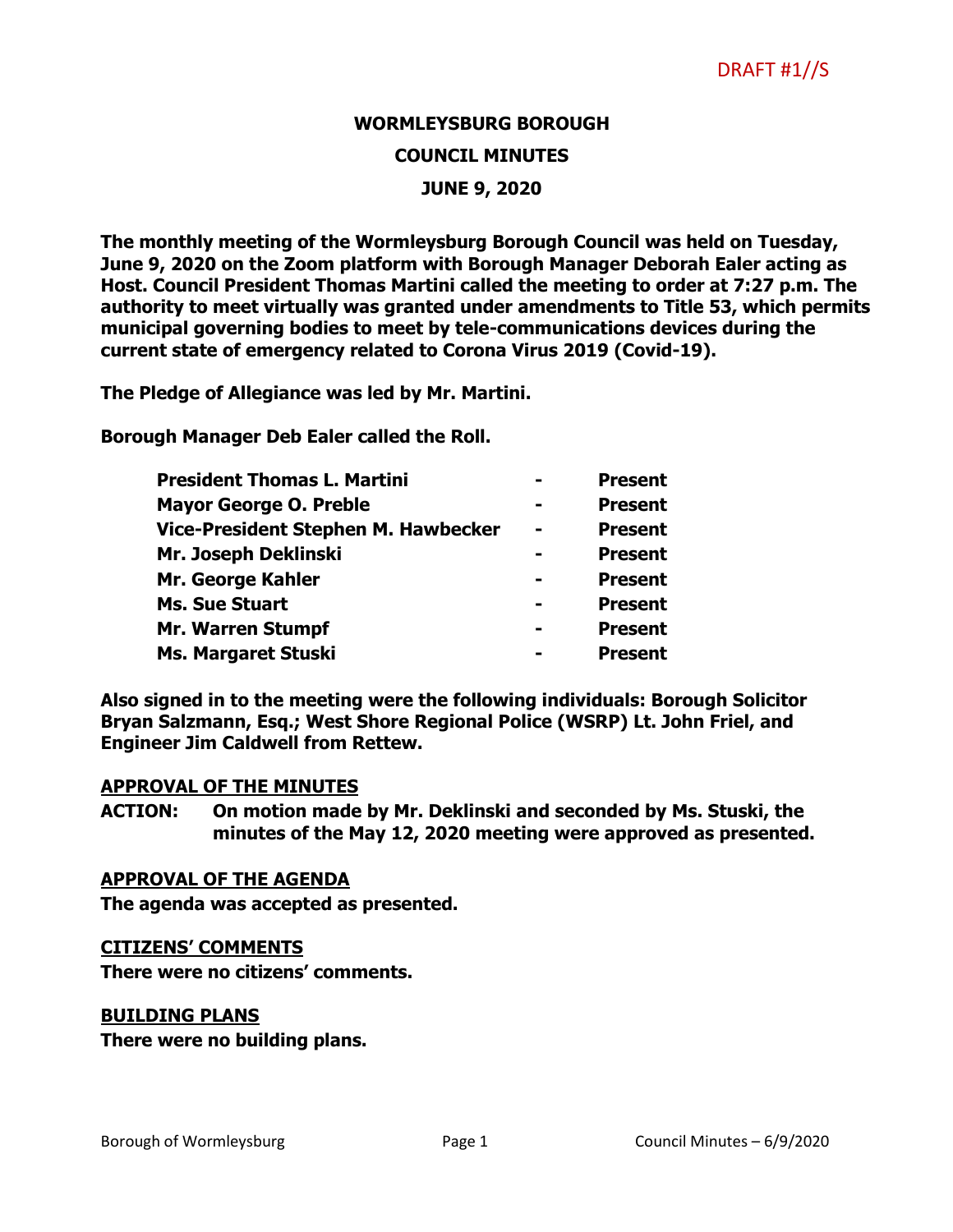DRAFT #1//S

# WORMLEYSBURG BOROUGH

## COUNCIL MINUTES

## JUNE 9, 2020

**The monthly meeting of the Wormleysburg Borough Council was held on Tuesday, June 9, 2020 on the Zoom platform with Borough Manager Deborah Ealer acting as Host. Council President Thomas Martini called the meeting to order at 7:27 p.m. The authority to meet virtually was granted under amendments to Title 53, which permits municipal governing bodies to meet by tele-communications devices during the current state of emergency related to Corona Virus 2019 (Covid-19).**

**The Pledge of Allegiance was led by Mr. Martini.**

**Borough Manager Deb Ealer called the Roll.**

| | | |
|---|---|---|
| **President Thomas L. Martini** | - | **Present** |
| **Mayor George O. Preble** | - | **Present** |
| **Vice-President Stephen M. Hawbecker** | - | **Present** |
| **Mr. Joseph Deklinski** | - | **Present** |
| **Mr. George Kahler** | - | **Present** |
| **Ms. Sue Stuart** | - | **Present** |
| **Mr. Warren Stumpf** | - | **Present** |
| **Ms. Margaret Stuski** | - | **Present** |

**Also signed in to the meeting were the following individuals: Borough Solicitor Bryan Salzmann, Esq.; West Shore Regional Police (WSRP) Lt. John Friel, and Engineer Jim Caldwell from Rettew.**

**APPROVAL OF THE MINUTES**

**ACTION: On motion made by Mr. Deklinski and seconded by Ms. Stuski, the minutes of the May 12, 2020 meeting were approved as presented.**

**APPROVAL OF THE AGENDA**

**The agenda was accepted as presented.**

**CITIZENS' COMMENTS**

**There were no citizens' comments.**

**BUILDING PLANS**

**There were no building plans.**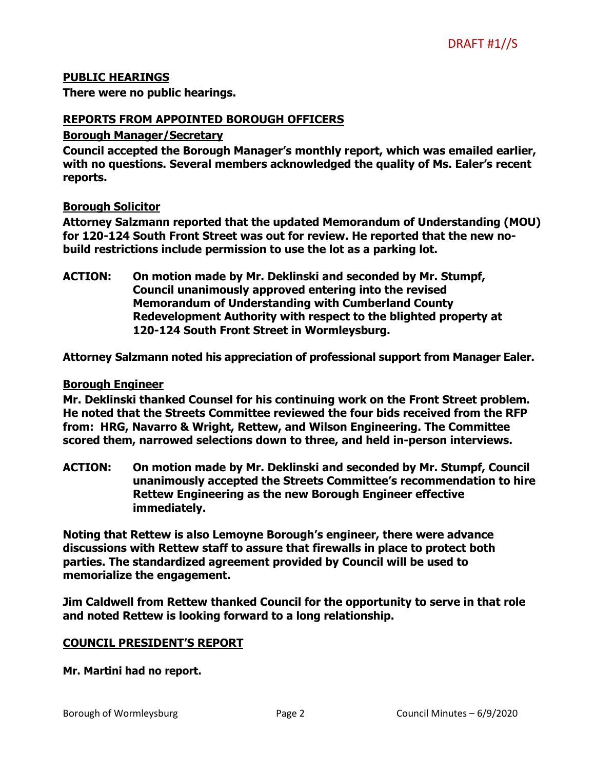DRAFT #1//S

## PUBLIC HEARINGS

**There were no public hearings.**

## REPORTS FROM APPOINTED BOROUGH OFFICERS

### Borough Manager/Secretary

**Council accepted the Borough Manager's monthly report, which was emailed earlier, with no questions. Several members acknowledged the quality of Ms. Ealer's recent reports.**

### Borough Solicitor

**Attorney Salzmann reported that the updated Memorandum of Understanding (MOU) for 120-124 South Front Street was out for review. He reported that the new no-build restrictions include permission to use the lot as a parking lot.**

**ACTION: On motion made by Mr. Deklinski and seconded by Mr. Stumpf, Council unanimously approved entering into the revised Memorandum of Understanding with Cumberland County Redevelopment Authority with respect to the blighted property at 120-124 South Front Street in Wormleysburg.**

**Attorney Salzmann noted his appreciation of professional support from Manager Ealer.**

### Borough Engineer

**Mr. Deklinski thanked Counsel for his continuing work on the Front Street problem. He noted that the Streets Committee reviewed the four bids received from the RFP from: HRG, Navarro & Wright, Rettew, and Wilson Engineering. The Committee scored them, narrowed selections down to three, and held in-person interviews.**

**ACTION: On motion made by Mr. Deklinski and seconded by Mr. Stumpf, Council unanimously accepted the Streets Committee's recommendation to hire Rettew Engineering as the new Borough Engineer effective immediately.**

**Noting that Rettew is also Lemoyne Borough's engineer, there were advance discussions with Rettew staff to assure that firewalls in place to protect both parties. The standardized agreement provided by Council will be used to memorialize the engagement.**

**Jim Caldwell from Rettew thanked Council for the opportunity to serve in that role and noted Rettew is looking forward to a long relationship.**

## COUNCIL PRESIDENT'S REPORT

**Mr. Martini had no report.**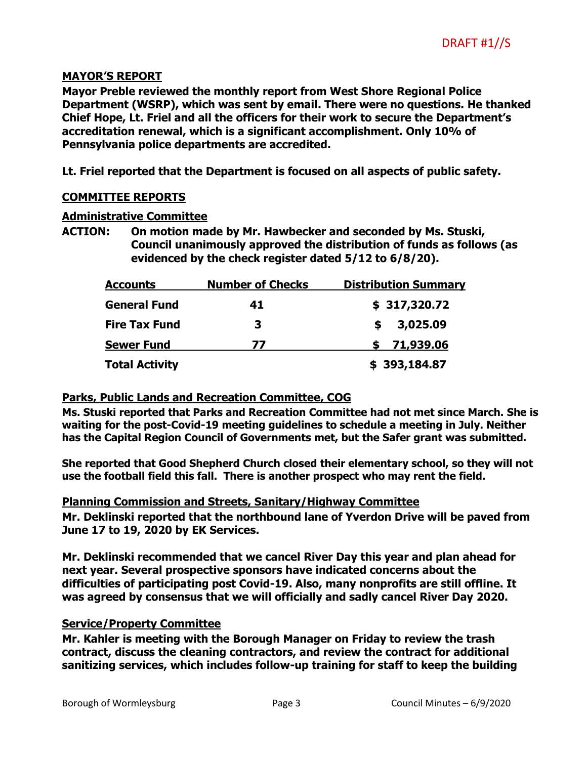DRAFT #1//S

**MAYOR'S REPORT**

**Mayor Preble reviewed the monthly report from West Shore Regional Police Department (WSRP), which was sent by email. There were no questions. He thanked Chief Hope, Lt. Friel and all the officers for their work to secure the Department's accreditation renewal, which is a significant accomplishment. Only 10% of Pennsylvania police departments are accredited.**

**Lt. Friel reported that the Department is focused on all aspects of public safety.**

**COMMITTEE REPORTS**

**Administrative Committee**

**ACTION: On motion made by Mr. Hawbecker and seconded by Ms. Stuski, Council unanimously approved the distribution of funds as follows (as evidenced by the check register dated 5/12 to 6/8/20).**

| Accounts | Number of Checks | Distribution Summary |
|---|---|---|
| **General Fund** | **41** | **$ 317,320.72** |
| **Fire Tax Fund** | **3** | **$ 3,025.09** |
| **Sewer Fund** | **77** | **$ 71,939.06** |
| **Total Activity** | | **$ 393,184.87** |

**Parks, Public Lands and Recreation Committee, COG**

**Ms. Stuski reported that Parks and Recreation Committee had not met since March. She is waiting for the post-Covid-19 meeting guidelines to schedule a meeting in July. Neither has the Capital Region Council of Governments met, but the Safer grant was submitted.**

**She reported that Good Shepherd Church closed their elementary school, so they will not use the football field this fall. There is another prospect who may rent the field.**

**Planning Commission and Streets, Sanitary/Highway Committee**

**Mr. Deklinski reported that the northbound lane of Yverdon Drive will be paved from June 17 to 19, 2020 by EK Services.**

**Mr. Deklinski recommended that we cancel River Day this year and plan ahead for next year. Several prospective sponsors have indicated concerns about the difficulties of participating post Covid-19. Also, many nonprofits are still offline. It was agreed by consensus that we will officially and sadly cancel River Day 2020.**

**Service/Property Committee**

**Mr. Kahler is meeting with the Borough Manager on Friday to review the trash contract, discuss the cleaning contractors, and review the contract for additional sanitizing services, which includes follow-up training for staff to keep the building**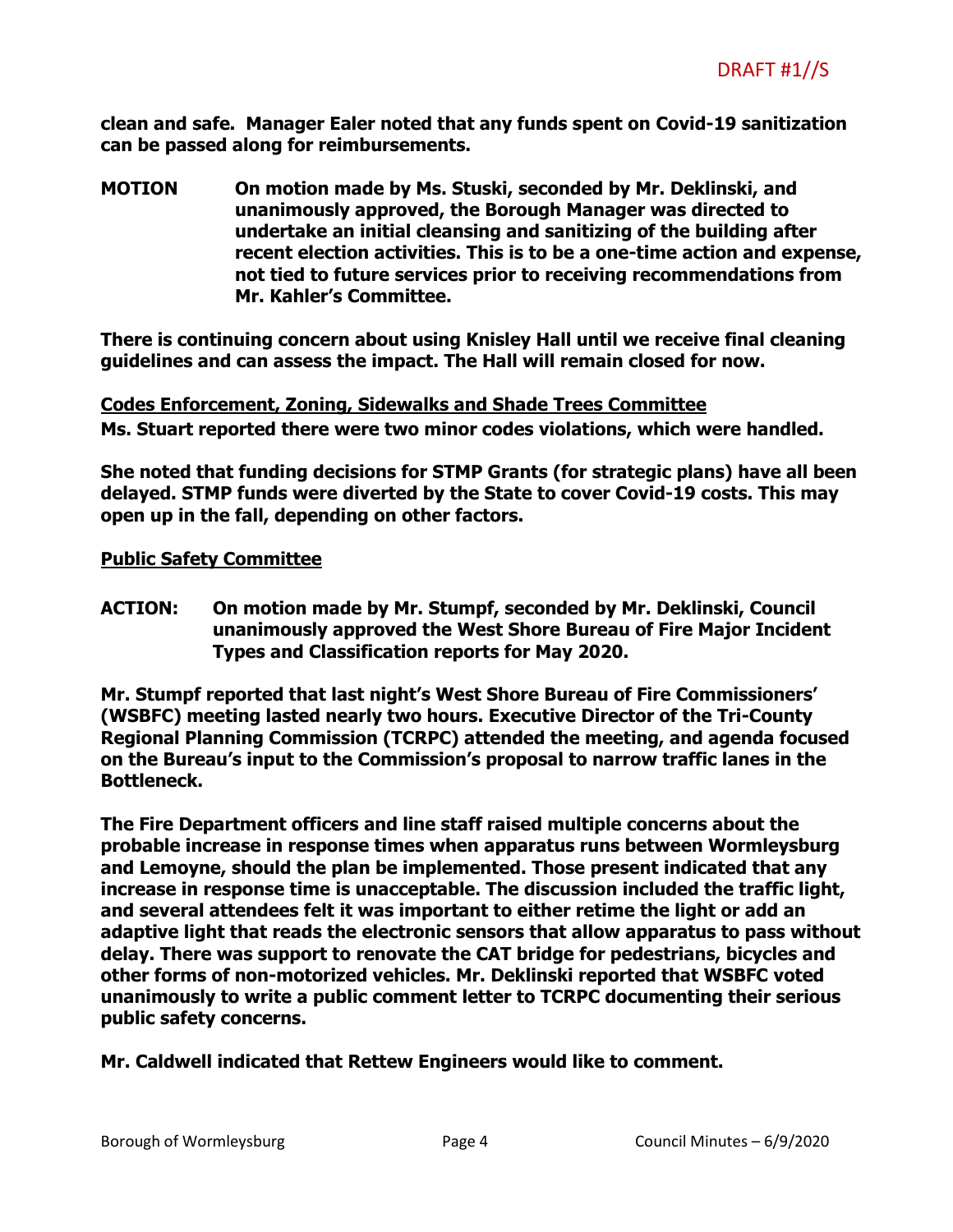**clean and safe. Manager Ealer noted that any funds spent on Covid-19 sanitization can be passed along for reimbursements.**

**MOTION On motion made by Ms. Stuski, seconded by Mr. Deklinski, and unanimously approved, the Borough Manager was directed to undertake an initial cleansing and sanitizing of the building after recent election activities. This is to be a one-time action and expense, not tied to future services prior to receiving recommendations from Mr. Kahler's Committee.**

**There is continuing concern about using Knisley Hall until we receive final cleaning guidelines and can assess the impact. The Hall will remain closed for now.**

**Codes Enforcement, Zoning, Sidewalks and Shade Trees Committee**

**Ms. Stuart reported there were two minor codes violations, which were handled.**

**She noted that funding decisions for STMP Grants (for strategic plans) have all been delayed. STMP funds were diverted by the State to cover Covid-19 costs. This may open up in the fall, depending on other factors.**

**Public Safety Committee**

**ACTION: On motion made by Mr. Stumpf, seconded by Mr. Deklinski, Council unanimously approved the West Shore Bureau of Fire Major Incident Types and Classification reports for May 2020.**

**Mr. Stumpf reported that last night's West Shore Bureau of Fire Commissioners' (WSBFC) meeting lasted nearly two hours. Executive Director of the Tri-County Regional Planning Commission (TCRPC) attended the meeting, and agenda focused on the Bureau's input to the Commission's proposal to narrow traffic lanes in the Bottleneck.**

**The Fire Department officers and line staff raised multiple concerns about the probable increase in response times when apparatus runs between Wormleysburg and Lemoyne, should the plan be implemented. Those present indicated that any increase in response time is unacceptable. The discussion included the traffic light, and several attendees felt it was important to either retime the light or add an adaptive light that reads the electronic sensors that allow apparatus to pass without delay. There was support to renovate the CAT bridge for pedestrians, bicycles and other forms of non-motorized vehicles. Mr. Deklinski reported that WSBFC voted unanimously to write a public comment letter to TCRPC documenting their serious public safety concerns.**

**Mr. Caldwell indicated that Rettew Engineers would like to comment.**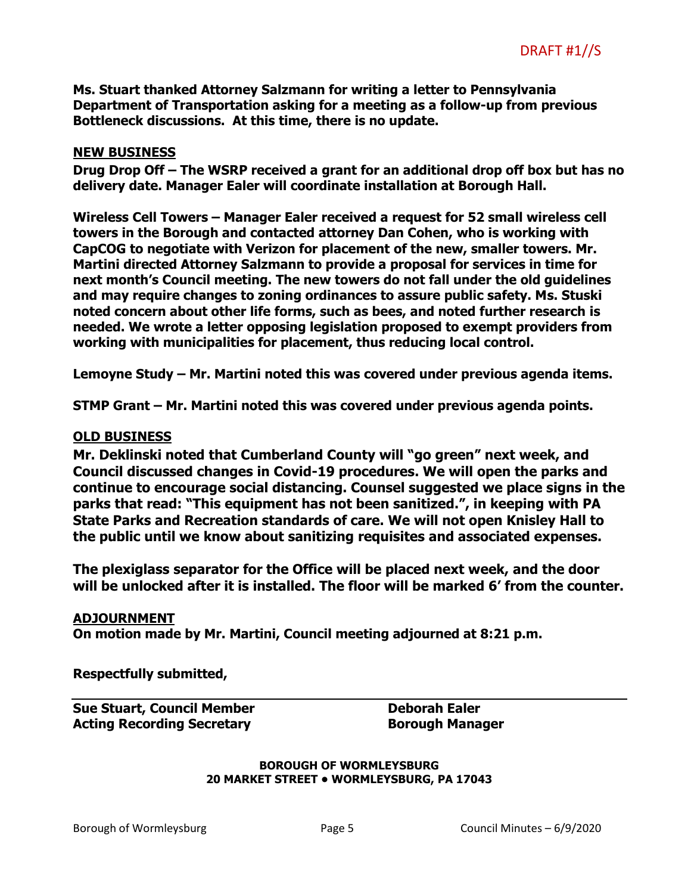DRAFT #1//S

**Ms. Stuart thanked Attorney Salzmann for writing a letter to Pennsylvania Department of Transportation asking for a meeting as a follow-up from previous Bottleneck discussions. At this time, there is no update.**

**NEW BUSINESS**

**Drug Drop Off – The WSRP received a grant for an additional drop off box but has no delivery date. Manager Ealer will coordinate installation at Borough Hall.**

**Wireless Cell Towers – Manager Ealer received a request for 52 small wireless cell towers in the Borough and contacted attorney Dan Cohen, who is working with CapCOG to negotiate with Verizon for placement of the new, smaller towers. Mr. Martini directed Attorney Salzmann to provide a proposal for services in time for next month's Council meeting. The new towers do not fall under the old guidelines and may require changes to zoning ordinances to assure public safety. Ms. Stuski noted concern about other life forms, such as bees, and noted further research is needed. We wrote a letter opposing legislation proposed to exempt providers from working with municipalities for placement, thus reducing local control.**

**Lemoyne Study – Mr. Martini noted this was covered under previous agenda items.**

**STMP Grant – Mr. Martini noted this was covered under previous agenda points.**

**OLD BUSINESS**

**Mr. Deklinski noted that Cumberland County will "go green" next week, and Council discussed changes in Covid-19 procedures. We will open the parks and continue to encourage social distancing. Counsel suggested we place signs in the parks that read: "This equipment has not been sanitized.", in keeping with PA State Parks and Recreation standards of care. We will not open Knisley Hall to the public until we know about sanitizing requisites and associated expenses.**

**The plexiglass separator for the Office will be placed next week, and the door will be unlocked after it is installed. The floor will be marked 6' from the counter.**

**ADJOURNMENT**

**On motion made by Mr. Martini, Council meeting adjourned at 8:21 p.m.**

**Respectfully submitted,**

| | |
|---|---|
| **Sue Stuart, Council Member** | **Deborah Ealer** |
| **Acting Recording Secretary** | **Borough Manager** |

**BOROUGH OF WORMLEYSBURG**
**20 MARKET STREET • WORMLEYSBURG, PA 17043**